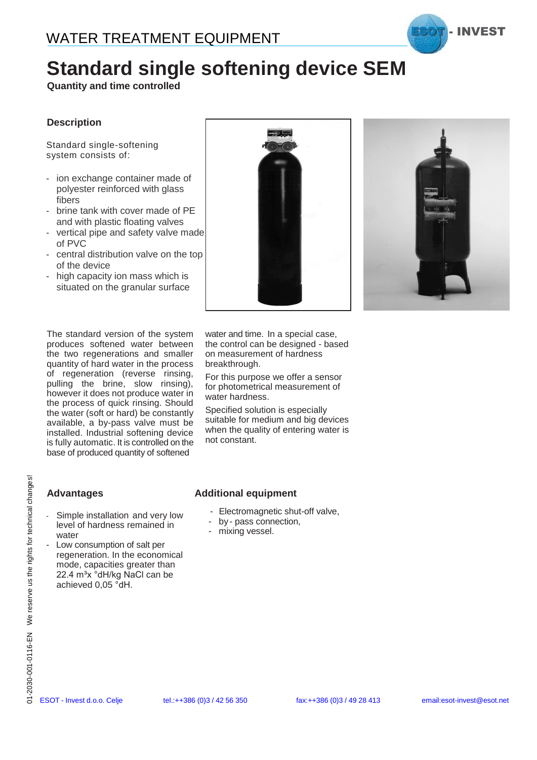WATER TREATMENT EQUIPMENT

# Standard single softening device SEM

**Quantity and time controlled**

## Description

Standard single-softening system consists of:

- ion exchange container made of polyester reinforced with glass fibers
- brine tank with cover made of PE and with plastic floating valves
- vertical pipe and safety valve made of PVC
- central distribution valve on the top of the device
- high capacity ion mass which is situated on the granular surface

The standard version of the system produces softened water between the two regenerations and smaller quantity of hard water in the process of regeneration (reverse rinsing, pulling the brine, slow rinsing), however it does not produce water in the process of quick rinsing. Should the water (soft or hard) be constantly available, a by-pass valve must be installed. Industrial softening device is fully automatic. It is controlled on the base of produced quantity of softened water and time. In a special case, the control can be designed - based on measurement of hardness breakthrough.

For this purpose we offer a sensor for photometrical measurement of water hardness.

Specified solution is especially suitable for medium and big devices when the quality of entering water is not constant.

## Advantages

- Simple installation and very low level of hardness remained in water
- Low consumption of salt per regeneration. In the economical mode, capacities greater than 22.4 $m^3$x °dH/kg NaCl can be achieved 0,05 °dH.

## Additional equipment

- Electromagnetic shut-off valve,
- by - pass connection,
- mixing vessel.

01-2030-001-0116-EN We reserve us the rights for technical changes!

ESOT - Invest d.o.o. Celje tel.:++386 (0)3 / 42 56 350 fax:++386 (0)3 / 49 28 413 email:esot-invest@esot.net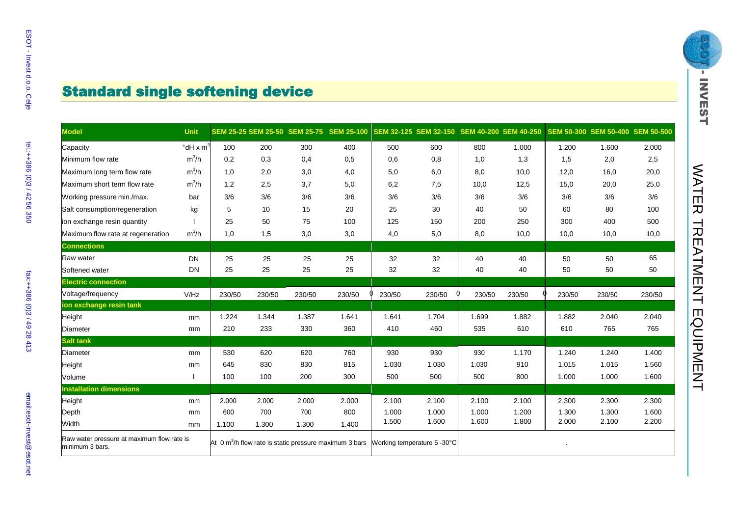## Standard single softening device

| Model | Unit | SEM 25-25 | SEM 25-50 | SEM 25-75 | SEM 25-100 | SEM 32-125 | SEM 32-150 | SEM 40-200 | SEM 40-250 | SEM 50-300 | SEM 50-400 | SEM 50-500 |
|---|---|---|---|---|---|---|---|---|---|---|---|---|
| Capacity | °dH x $m^3$ | 100 | 200 | 300 | 400 | 500 | 600 | 800 | 1.000 | 1.200 | 1.600 | 2.000 |
| Minimum flow rate | $m^3$/h | 0,2 | 0,3 | 0,4 | 0,5 | 0,6 | 0,8 | 1,0 | 1,3 | 1,5 | 2,0 | 2,5 |
| Maximum long term flow rate | $m^3$/h | 1,0 | 2,0 | 3,0 | 4,0 | 5,0 | 6,0 | 8,0 | 10,0 | 12,0 | 16,0 | 20,0 |
| Maximum short term flow rate | $m^3$/h | 1,2 | 2,5 | 3,7 | 5,0 | 6,2 | 7,5 | 10,0 | 12,5 | 15,0 | 20,0 | 25,0 |
| Working pressure min./max. | bar | 3/6 | 3/6 | 3/6 | 3/6 | 3/6 | 3/6 | 3/6 | 3/6 | 3/6 | 3/6 | 3/6 |
| Salt consumption/regeneration | kg | 5 | 10 | 15 | 20 | 25 | 30 | 40 | 50 | 60 | 80 | 100 |
| ion exchange resin quantity | l | 25 | 50 | 75 | 100 | 125 | 150 | 200 | 250 | 300 | 400 | 500 |
| Maximum flow rate at regeneration | $m^3$/h | 1,0 | 1,5 | 3,0 | 3,0 | 4,0 | 5,0 | 8,0 | 10,0 | 10,0 | 10,0 | 10,0 |
| **Connections** | | | | | | | | | | | | |
| Raw water | DN | 25 | 25 | 25 | 25 | 32 | 32 | 40 | 40 | 50 | 50 | 65 |
| Softened water | DN | 25 | 25 | 25 | 25 | 32 | 32 | 40 | 40 | 50 | 50 | 50 |
| **Electric connection** | | | | | | | | | | | | |
| Voltage/frequency | V/Hz | 230/50 | 230/50 | 230/50 | 230/50 | 230/50 | 230/50 | 230/50 | 230/50 | 230/50 | 230/50 | 230/50 |
| **ion exchange resin tank** | | | | | | | | | | | | |
| Height | mm | 1.224 | 1.344 | 1.387 | 1.641 | 1.641 | 1.704 | 1.699 | 1.882 | 1.882 | 2.040 | 2.040 |
| Diameter | mm | 210 | 233 | 330 | 360 | 410 | 460 | 535 | 610 | 610 | 765 | 765 |
| **Salt tank** | | | | | | | | | | | | |
| Diameter | mm | 530 | 620 | 620 | 760 | 930 | 930 | 930 | 1.170 | 1.240 | 1.240 | 1.400 |
| Height | mm | 645 | 830 | 830 | 815 | 1.030 | 1.030 | 1.030 | 910 | 1.015 | 1.015 | 1.560 |
| Volume | l | 100 | 100 | 200 | 300 | 500 | 500 | 500 | 800 | 1.000 | 1.000 | 1.600 |
| **Installation dimensions** | | | | | | | | | | | | |
| Height | mm | 2.000 | 2.000 | 2.000 | 2.000 | 2.100 | 2.100 | 2.100 | 2.100 | 2.300 | 2.300 | 2.300 |
| Depth | mm | 600 | 700 | 700 | 800 | 1.000 | 1.000 | 1.000 | 1.200 | 1.300 | 1.300 | 1.600 |
| Width | mm | 1.100 | 1.300 | 1.300 | 1.400 | 1.500 | 1.600 | 1.600 | 1.800 | 2.000 | 2.100 | 2.200 |

Raw water pressure at maximum flow rate is minimum 3 bars.

At 0 $m^3$/h flow rate is static pressure maximum 3 bars

Working temperature 5 -30°C